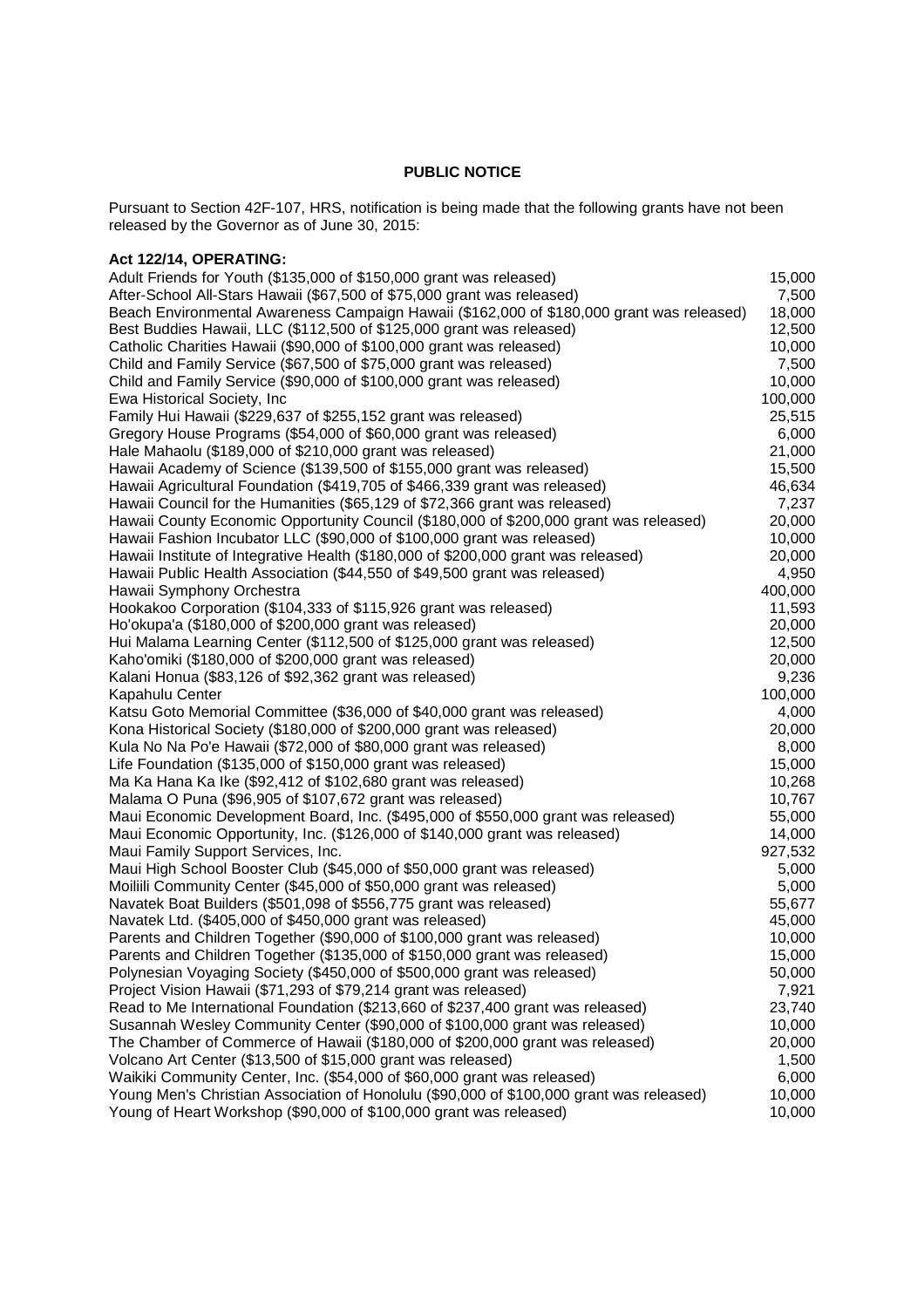**PUBLIC NOTICE**

Pursuant to Section 42F-107, HRS, notification is being made that the following grants have not been released by the Governor as of June 30, 2015:

**Act 122/14, OPERATING:**

| | |
|---|---|
| Adult Friends for Youth ($135,000 of $150,000 grant was released) | 15,000 |
| After-School All-Stars Hawaii ($67,500 of $75,000 grant was released) | 7,500 |
| Beach Environmental Awareness Campaign Hawaii ($162,000 of $180,000 grant was released) | 18,000 |
| Best Buddies Hawaii, LLC ($112,500 of $125,000 grant was released) | 12,500 |
| Catholic Charities Hawaii ($90,000 of $100,000 grant was released) | 10,000 |
| Child and Family Service ($67,500 of $75,000 grant was released) | 7,500 |
| Child and Family Service ($90,000 of $100,000 grant was released) | 10,000 |
| Ewa Historical Society, Inc | 100,000 |
| Family Hui Hawaii ($229,637 of $255,152 grant was released) | 25,515 |
| Gregory House Programs ($54,000 of $60,000 grant was released) | 6,000 |
| Hale Mahaolu ($189,000 of $210,000 grant was released) | 21,000 |
| Hawaii Academy of Science ($139,500 of $155,000 grant was released) | 15,500 |
| Hawaii Agricultural Foundation ($419,705 of $466,339 grant was released) | 46,634 |
| Hawaii Council for the Humanities ($65,129 of $72,366 grant was released) | 7,237 |
| Hawaii County Economic Opportunity Council ($180,000 of $200,000 grant was released) | 20,000 |
| Hawaii Fashion Incubator LLC ($90,000 of $100,000 grant was released) | 10,000 |
| Hawaii Institute of Integrative Health ($180,000 of $200,000 grant was released) | 20,000 |
| Hawaii Public Health Association ($44,550 of $49,500 grant was released) | 4,950 |
| Hawaii Symphony Orchestra | 400,000 |
| Hookakoo Corporation ($104,333 of $115,926 grant was released) | 11,593 |
| Ho'okupa'a ($180,000 of $200,000 grant was released) | 20,000 |
| Hui Malama Learning Center ($112,500 of $125,000 grant was released) | 12,500 |
| Kaho'omiki ($180,000 of $200,000 grant was released) | 20,000 |
| Kalani Honua ($83,126 of $92,362 grant was released) | 9,236 |
| Kapahulu Center | 100,000 |
| Katsu Goto Memorial Committee ($36,000 of $40,000 grant was released) | 4,000 |
| Kona Historical Society ($180,000 of $200,000 grant was released) | 20,000 |
| Kula No Na Po'e Hawaii ($72,000 of $80,000 grant was released) | 8,000 |
| Life Foundation ($135,000 of $150,000 grant was released) | 15,000 |
| Ma Ka Hana Ka Ike ($92,412 of $102,680 grant was released) | 10,268 |
| Malama O Puna ($96,905 of $107,672 grant was released) | 10,767 |
| Maui Economic Development Board, Inc. ($495,000 of $550,000 grant was released) | 55,000 |
| Maui Economic Opportunity, Inc. ($126,000 of $140,000 grant was released) | 14,000 |
| Maui Family Support Services, Inc. | 927,532 |
| Maui High School Booster Club ($45,000 of $50,000 grant was released) | 5,000 |
| Moiliili Community Center ($45,000 of $50,000 grant was released) | 5,000 |
| Navatek Boat Builders ($501,098 of $556,775 grant was released) | 55,677 |
| Navatek Ltd. ($405,000 of $450,000 grant was released) | 45,000 |
| Parents and Children Together ($90,000 of $100,000 grant was released) | 10,000 |
| Parents and Children Together ($135,000 of $150,000 grant was released) | 15,000 |
| Polynesian Voyaging Society ($450,000 of $500,000 grant was released) | 50,000 |
| Project Vision Hawaii ($71,293 of $79,214 grant was released) | 7,921 |
| Read to Me International Foundation ($213,660 of $237,400 grant was released) | 23,740 |
| Susannah Wesley Community Center ($90,000 of $100,000 grant was released) | 10,000 |
| The Chamber of Commerce of Hawaii ($180,000 of $200,000 grant was released) | 20,000 |
| Volcano Art Center ($13,500 of $15,000 grant was released) | 1,500 |
| Waikiki Community Center, Inc. ($54,000 of $60,000 grant was released) | 6,000 |
| Young Men's Christian Association of Honolulu ($90,000 of $100,000 grant was released) | 10,000 |
| Young of Heart Workshop ($90,000 of $100,000 grant was released) | 10,000 |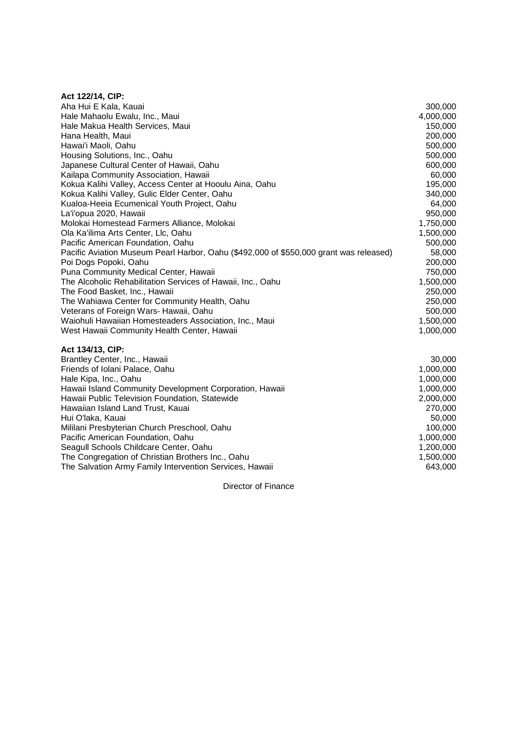**Act 122/14, CIP:**

| | |
|---|---|
| Aha Hui E Kala, Kauai | 300,000 |
| Hale Mahaolu Ewalu, Inc., Maui | 4,000,000 |
| Hale Makua Health Services, Maui | 150,000 |
| Hana Health, Maui | 200,000 |
| Hawai'i Maoli, Oahu | 500,000 |
| Housing Solutions, Inc., Oahu | 500,000 |
| Japanese Cultural Center of Hawaii, Oahu | 600,000 |
| Kailapa Community Association, Hawaii | 60,000 |
| Kokua Kalihi Valley, Access Center at Hooulu Aina, Oahu | 195,000 |
| Kokua Kalihi Valley, Gulic Elder Center, Oahu | 340,000 |
| Kualoa-Heeia Ecumenical Youth Project, Oahu | 64,000 |
| La'i'opua 2020, Hawaii | 950,000 |
| Molokai Homestead Farmers Alliance, Molokai | 1,750,000 |
| Ola Ka'ilima Arts Center, Llc, Oahu | 1,500,000 |
| Pacific American Foundation, Oahu | 500,000 |
| Pacific Aviation Museum Pearl Harbor, Oahu ($492,000 of $550,000 grant was released) | 58,000 |
| Poi Dogs Popoki, Oahu | 200,000 |
| Puna Community Medical Center, Hawaii | 750,000 |
| The Alcoholic Rehabilitation Services of Hawaii, Inc., Oahu | 1,500,000 |
| The Food Basket, Inc., Hawaii | 250,000 |
| The Wahiawa Center for Community Health, Oahu | 250,000 |
| Veterans of Foreign Wars- Hawaii, Oahu | 500,000 |
| Waiohuli Hawaiian Homesteaders Association, Inc., Maui | 1,500,000 |
| West Hawaii Community Health Center, Hawaii | 1,000,000 |

**Act 134/13, CIP:**

| | |
|---|---|
| Brantley Center, Inc., Hawaii | 30,000 |
| Friends of Iolani Palace, Oahu | 1,000,000 |
| Hale Kipa, Inc., Oahu | 1,000,000 |
| Hawaii Island Community Development Corporation, Hawaii | 1,000,000 |
| Hawaii Public Television Foundation, Statewide | 2,000,000 |
| Hawaiian Island Land Trust, Kauai | 270,000 |
| Hui O'laka, Kauai | 50,000 |
| Mililani Presbyterian Church Preschool, Oahu | 100,000 |
| Pacific American Foundation, Oahu | 1,000,000 |
| Seagull Schools Childcare Center, Oahu | 1,200,000 |
| The Congregation of Christian Brothers Inc., Oahu | 1,500,000 |
| The Salvation Army Family Intervention Services, Hawaii | 643,000 |

Director of Finance